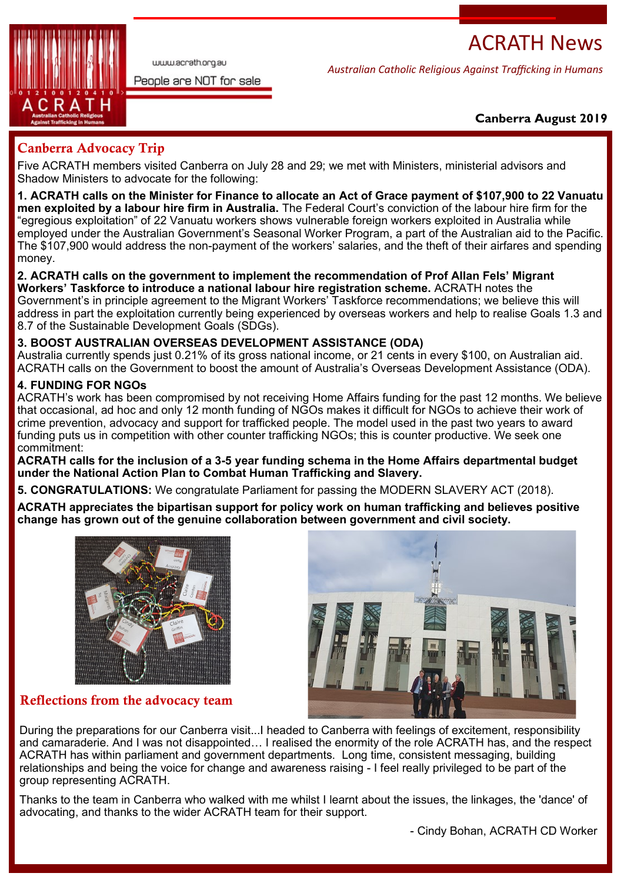# ACRATH News

www.acrath.org.au

People are NOT for sale

*Australian Catholic Religious Against Trafficking in Humans*

**Canberra August 2019**

## Canberra Advocacy Trip

Five ACRATH members visited Canberra on July 28 and 29; we met with Ministers, ministerial advisors and Shadow Ministers to advocate for the following:

**1. ACRATH calls on the Minister for Finance to allocate an Act of Grace payment of $107,900 to 22 Vanuatu men exploited by a labour hire firm in Australia.** The Federal Court's conviction of the labour hire firm for the "egregious exploitation" of 22 Vanuatu workers shows vulnerable foreign workers exploited in Australia while employed under the Australian Government's Seasonal Worker Program, a part of the Australian aid to the Pacific. The $107,900 would address the non-payment of the workers' salaries, and the theft of their airfares and spending money.

**2. ACRATH calls on the government to implement the recommendation of Prof Allan Fels' Migrant Workers' Taskforce to introduce a national labour hire registration scheme.** ACRATH notes the Government's in principle agreement to the Migrant Workers' Taskforce recommendations; we believe this will address in part the exploitation currently being experienced by overseas workers and help to realise Goals 1.3 and 8.7 of the Sustainable Development Goals (SDGs).

**3. BOOST AUSTRALIAN OVERSEAS DEVELOPMENT ASSISTANCE (ODA)**
Australia currently spends just 0.21% of its gross national income, or 21 cents in every $100, on Australian aid. ACRATH calls on the Government to boost the amount of Australia's Overseas Development Assistance (ODA).

**4. FUNDING FOR NGOs**
ACRATH's work has been compromised by not receiving Home Affairs funding for the past 12 months. We believe that occasional, ad hoc and only 12 month funding of NGOs makes it difficult for NGOs to achieve their work of crime prevention, advocacy and support for trafficked people. The model used in the past two years to award funding puts us in competition with other counter trafficking NGOs; this is counter productive. We seek one commitment:
**ACRATH calls for the inclusion of a 3-5 year funding schema in the Home Affairs departmental budget under the National Action Plan to Combat Human Trafficking and Slavery.**

**5. CONGRATULATIONS:** We congratulate Parliament for passing the MODERN SLAVERY ACT (2018).

**ACRATH appreciates the bipartisan support for policy work on human trafficking and believes positive change has grown out of the genuine collaboration between government and civil society.**

## Reflections from the advocacy team

During the preparations for our Canberra visit...I headed to Canberra with feelings of excitement, responsibility and camaraderie. And I was not disappointed… I realised the enormity of the role ACRATH has, and the respect ACRATH has within parliament and government departments. Long time, consistent messaging, building relationships and being the voice for change and awareness raising - I feel really privileged to be part of the group representing ACRATH.

Thanks to the team in Canberra who walked with me whilst I learnt about the issues, the linkages, the 'dance' of advocating, and thanks to the wider ACRATH team for their support.

- Cindy Bohan, ACRATH CD Worker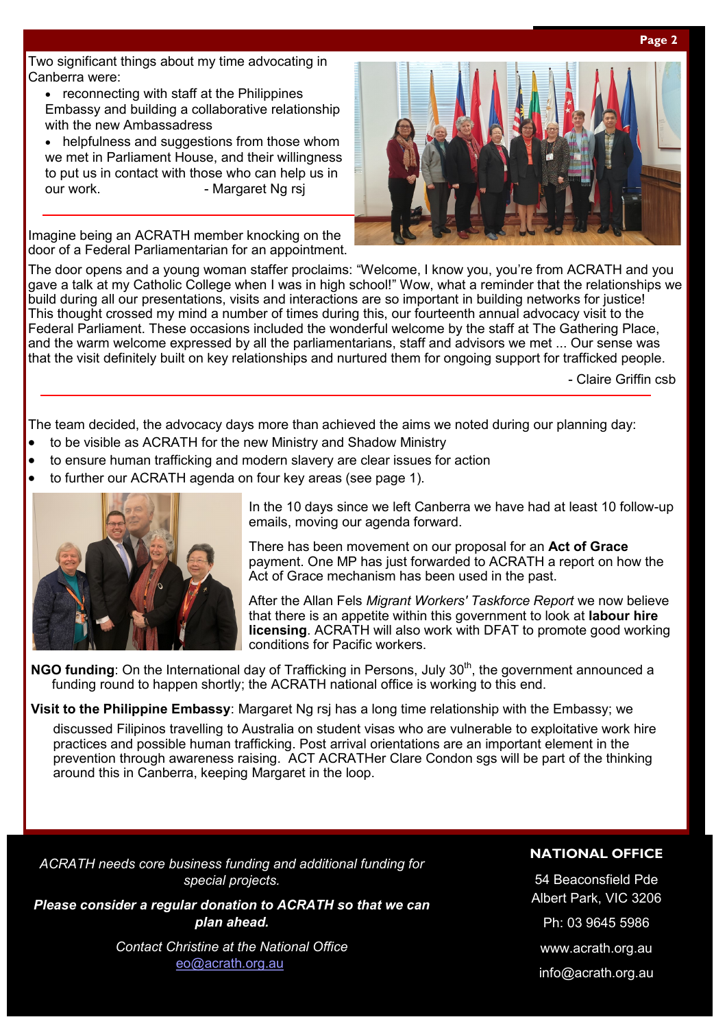Two significant things about my time advocating in Canberra were:

- reconnecting with staff at the Philippines Embassy and building a collaborative relationship with the new Ambassadress
- helpfulness and suggestions from those whom we met in Parliament House, and their willingness to put us in contact with those who can help us in our work. - Margaret Ng rsj

Imagine being an ACRATH member knocking on the door of a Federal Parliamentarian for an appointment. The door opens and a young woman staffer proclaims: "Welcome, I know you, you're from ACRATH and you gave a talk at my Catholic College when I was in high school!" Wow, what a reminder that the relationships we build during all our presentations, visits and interactions are so important in building networks for justice! This thought crossed my mind a number of times during this, our fourteenth annual advocacy visit to the Federal Parliament. These occasions included the wonderful welcome by the staff at The Gathering Place, and the warm welcome expressed by all the parliamentarians, staff and advisors we met ... Our sense was that the visit definitely built on key relationships and nurtured them for ongoing support for trafficked people.

- Claire Griffin csb

The team decided, the advocacy days more than achieved the aims we noted during our planning day:

- to be visible as ACRATH for the new Ministry and Shadow Ministry
- to ensure human trafficking and modern slavery are clear issues for action
- to further our ACRATH agenda on four key areas (see page 1).

In the 10 days since we left Canberra we have had at least 10 follow-up emails, moving our agenda forward.

There has been movement on our proposal for an **Act of Grace** payment. One MP has just forwarded to ACRATH a report on how the Act of Grace mechanism has been used in the past.

After the Allan Fels *Migrant Workers' Taskforce Report* we now believe that there is an appetite within this government to look at **labour hire licensing**. ACRATH will also work with DFAT to promote good working conditions for Pacific workers.

**NGO funding**: On the International day of Trafficking in Persons, July 30th, the government announced a funding round to happen shortly; the ACRATH national office is working to this end.

**Visit to the Philippine Embassy**: Margaret Ng rsj has a long time relationship with the Embassy; we discussed Filipinos travelling to Australia on student visas who are vulnerable to exploitative work hire practices and possible human trafficking. Post arrival orientations are an important element in the prevention through awareness raising. ACT ACRATHer Clare Condon sgs will be part of the thinking around this in Canberra, keeping Margaret in the loop.

*ACRATH needs core business funding and additional funding for special projects.*

***Please consider a regular donation to ACRATH so that we can plan ahead.***

*Contact Christine at the National Office eo@acrath.org.au*

**NATIONAL OFFICE**

54 Beaconsfield Pde
Albert Park, VIC 3206

Ph: 03 9645 5986

www.acrath.org.au

info@acrath.org.au